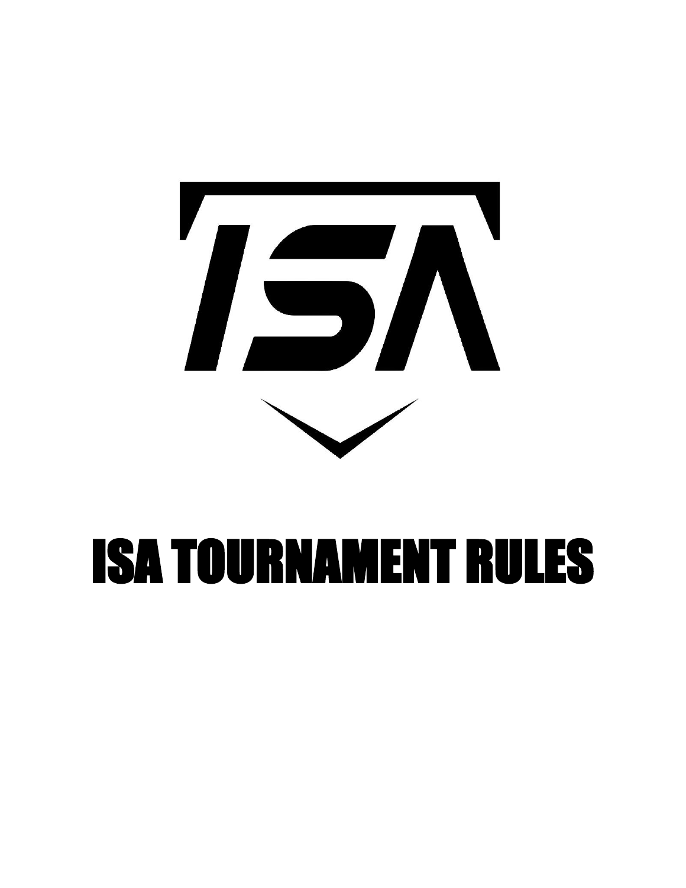# ISA TOURNAMENT RULES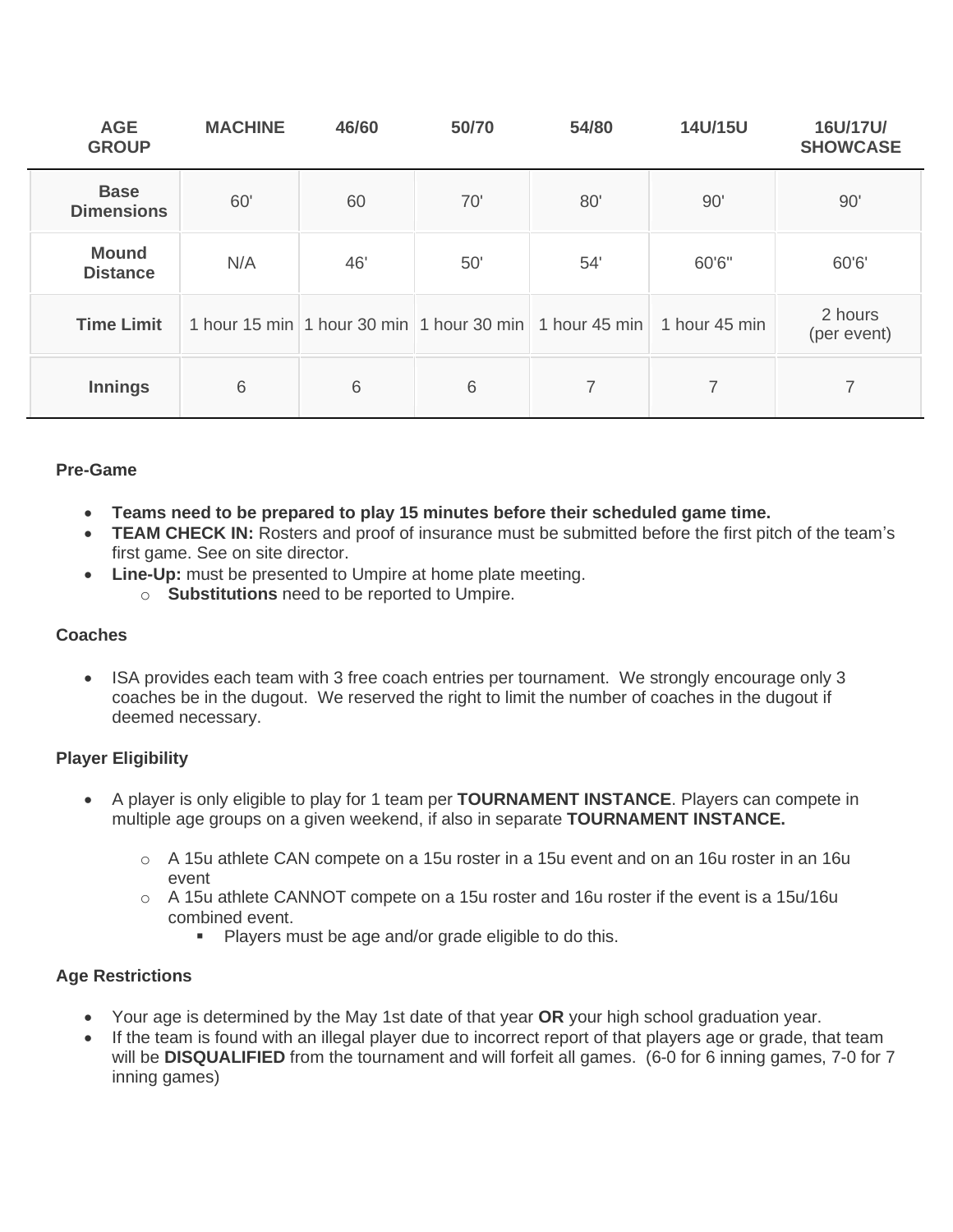| AGE GROUP | MACHINE | 46/60 | 50/70 | 54/80 | 14U/15U | 16U/17U/ SHOWCASE |
|---|---|---|---|---|---|---|
| **Base Dimensions** | 60' | 60 | 70' | 80' | 90' | 90' |
| **Mound Distance** | N/A | 46' | 50' | 54' | 60'6" | 60'6' |
| **Time Limit** | 1 hour 15 min | 1 hour 30 min | 1 hour 30 min | 1 hour 45 min | 1 hour 45 min | 2 hours (per event) |
| **Innings** | 6 | 6 | 6 | 7 | 7 | 7 |

**Pre-Game**

- **Teams need to be prepared to play 15 minutes before their scheduled game time.**
- **TEAM CHECK IN:** Rosters and proof of insurance must be submitted before the first pitch of the team's first game. See on site director.
- **Line-Up:** must be presented to Umpire at home plate meeting.
  - **Substitutions** need to be reported to Umpire.

**Coaches**

- ISA provides each team with 3 free coach entries per tournament. We strongly encourage only 3 coaches be in the dugout. We reserved the right to limit the number of coaches in the dugout if deemed necessary.

**Player Eligibility**

- A player is only eligible to play for 1 team per **TOURNAMENT INSTANCE**. Players can compete in multiple age groups on a given weekend, if also in separate **TOURNAMENT INSTANCE.**
  - A 15u athlete CAN compete on a 15u roster in a 15u event and on an 16u roster in an 16u event
  - A 15u athlete CANNOT compete on a 15u roster and 16u roster if the event is a 15u/16u combined event.
    - Players must be age and/or grade eligible to do this.

**Age Restrictions**

- Your age is determined by the May 1st date of that year **OR** your high school graduation year.
- If the team is found with an illegal player due to incorrect report of that players age or grade, that team will be **DISQUALIFIED** from the tournament and will forfeit all games. (6-0 for 6 inning games, 7-0 for 7 inning games)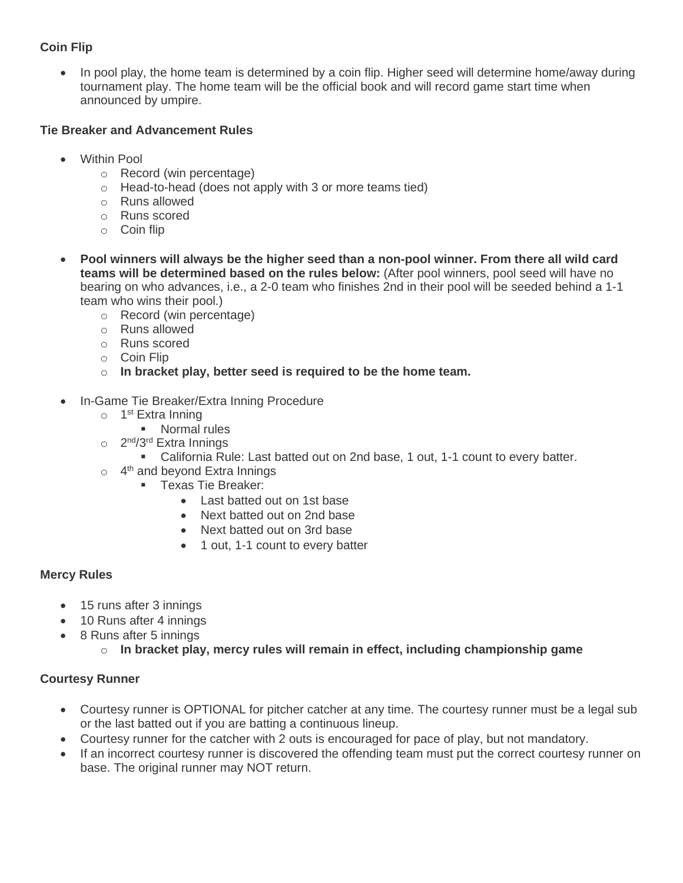**Coin Flip**

- In pool play, the home team is determined by a coin flip. Higher seed will determine home/away during tournament play. The home team will be the official book and will record game start time when announced by umpire.

**Tie Breaker and Advancement Rules**

- Within Pool
  - Record (win percentage)
  - Head-to-head (does not apply with 3 or more teams tied)
  - Runs allowed
  - Runs scored
  - Coin flip
- **Pool winners will always be the higher seed than a non-pool winner. From there all wild card teams will be determined based on the rules below:** (After pool winners, pool seed will have no bearing on who advances, i.e., a 2-0 team who finishes 2nd in their pool will be seeded behind a 1-1 team who wins their pool.)
  - Record (win percentage)
  - Runs allowed
  - Runs scored
  - Coin Flip
  - **In bracket play, better seed is required to be the home team.**
- In-Game Tie Breaker/Extra Inning Procedure
  - 1st Extra Inning
    - Normal rules
  - 2nd/3rd Extra Innings
    - California Rule: Last batted out on 2nd base, 1 out, 1-1 count to every batter.
  - 4th and beyond Extra Innings
    - Texas Tie Breaker:
      - Last batted out on 1st base
      - Next batted out on 2nd base
      - Next batted out on 3rd base
      - 1 out, 1-1 count to every batter

**Mercy Rules**

- 15 runs after 3 innings
- 10 Runs after 4 innings
- 8 Runs after 5 innings
  - **In bracket play, mercy rules will remain in effect, including championship game**

**Courtesy Runner**

- Courtesy runner is OPTIONAL for pitcher catcher at any time. The courtesy runner must be a legal sub or the last batted out if you are batting a continuous lineup.
- Courtesy runner for the catcher with 2 outs is encouraged for pace of play, but not mandatory.
- If an incorrect courtesy runner is discovered the offending team must put the correct courtesy runner on base. The original runner may NOT return.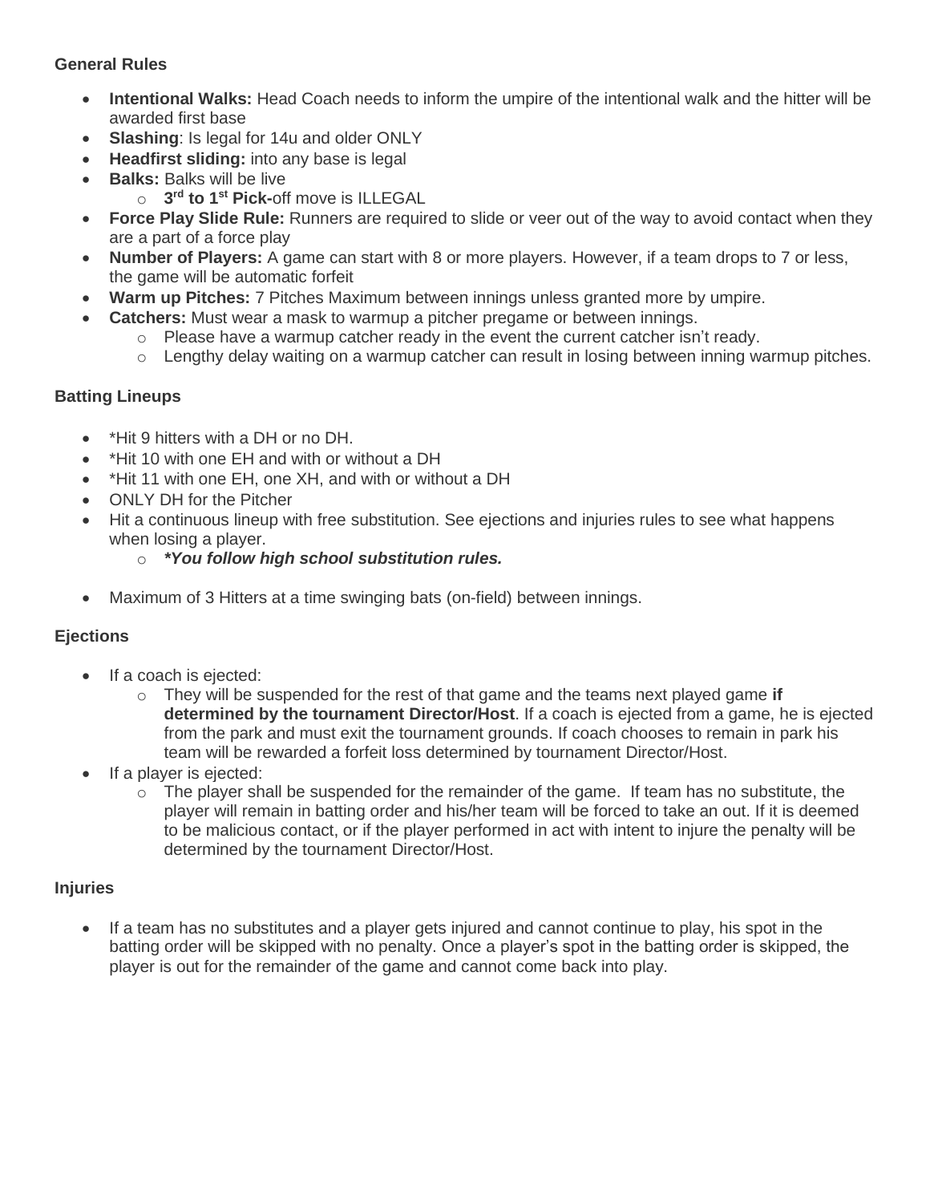**General Rules**

- **Intentional Walks:** Head Coach needs to inform the umpire of the intentional walk and the hitter will be awarded first base
- **Slashing**: Is legal for 14u and older ONLY
- **Headfirst sliding:** into any base is legal
- **Balks:** Balks will be live
  - **3rd to 1st Pick-**off move is ILLEGAL
- **Force Play Slide Rule:** Runners are required to slide or veer out of the way to avoid contact when they are a part of a force play
- **Number of Players:** A game can start with 8 or more players. However, if a team drops to 7 or less, the game will be automatic forfeit
- **Warm up Pitches:** 7 Pitches Maximum between innings unless granted more by umpire.
- **Catchers:** Must wear a mask to warmup a pitcher pregame or between innings.
  - Please have a warmup catcher ready in the event the current catcher isn't ready.
  - Lengthy delay waiting on a warmup catcher can result in losing between inning warmup pitches.

**Batting Lineups**

- *Hit 9 hitters with a DH or no DH.
- *Hit 10 with one EH and with or without a DH
- *Hit 11 with one EH, one XH, and with or without a DH
- ONLY DH for the Pitcher
- Hit a continuous lineup with free substitution. See ejections and injuries rules to see what happens when losing a player.
  - ***You follow high school substitution rules.***

- Maximum of 3 Hitters at a time swinging bats (on-field) between innings.

**Ejections**

- If a coach is ejected:
  - They will be suspended for the rest of that game and the teams next played game **if determined by the tournament Director/Host**. If a coach is ejected from a game, he is ejected from the park and must exit the tournament grounds. If coach chooses to remain in park his team will be rewarded a forfeit loss determined by tournament Director/Host.
- If a player is ejected:
  - The player shall be suspended for the remainder of the game. If team has no substitute, the player will remain in batting order and his/her team will be forced to take an out. If it is deemed to be malicious contact, or if the player performed in act with intent to injure the penalty will be determined by the tournament Director/Host.

**Injuries**

- If a team has no substitutes and a player gets injured and cannot continue to play, his spot in the batting order will be skipped with no penalty. Once a player's spot in the batting order is skipped, the player is out for the remainder of the game and cannot come back into play.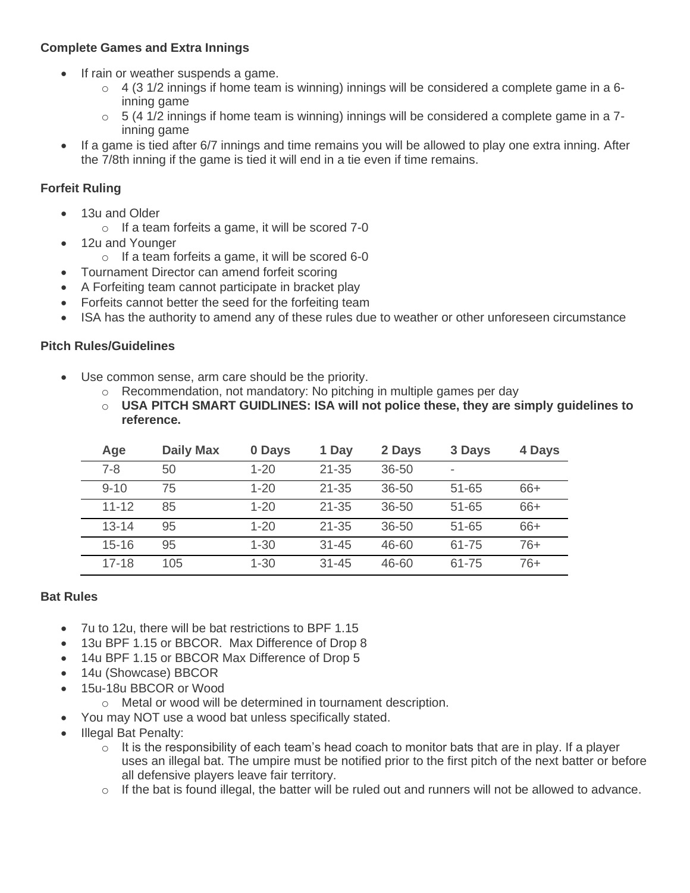**Complete Games and Extra Innings**

- If rain or weather suspends a game.
  - 4 (3 1/2 innings if home team is winning) innings will be considered a complete game in a 6-inning game
  - 5 (4 1/2 innings if home team is winning) innings will be considered a complete game in a 7-inning game
- If a game is tied after 6/7 innings and time remains you will be allowed to play one extra inning. After the 7/8th inning if the game is tied it will end in a tie even if time remains.

**Forfeit Ruling**

- 13u and Older
  - If a team forfeits a game, it will be scored 7-0
- 12u and Younger
  - If a team forfeits a game, it will be scored 6-0
- Tournament Director can amend forfeit scoring
- A Forfeiting team cannot participate in bracket play
- Forfeits cannot better the seed for the forfeiting team
- ISA has the authority to amend any of these rules due to weather or other unforeseen circumstance

**Pitch Rules/Guidelines**

- Use common sense, arm care should be the priority.
  - Recommendation, not mandatory: No pitching in multiple games per day
  - **USA PITCH SMART GUIDLINES: ISA will not police these, they are simply guidelines to reference.**

| Age | Daily Max | 0 Days | 1 Day | 2 Days | 3 Days | 4 Days |
|---|---|---|---|---|---|---|
| 7-8 | 50 | 1-20 | 21-35 | 36-50 | - | |
| 9-10 | 75 | 1-20 | 21-35 | 36-50 | 51-65 | 66+ |
| 11-12 | 85 | 1-20 | 21-35 | 36-50 | 51-65 | 66+ |
| 13-14 | 95 | 1-20 | 21-35 | 36-50 | 51-65 | 66+ |
| 15-16 | 95 | 1-30 | 31-45 | 46-60 | 61-75 | 76+ |
| 17-18 | 105 | 1-30 | 31-45 | 46-60 | 61-75 | 76+ |

**Bat Rules**

- 7u to 12u, there will be bat restrictions to BPF 1.15
- 13u BPF 1.15 or BBCOR. Max Difference of Drop 8
- 14u BPF 1.15 or BBCOR Max Difference of Drop 5
- 14u (Showcase) BBCOR
- 15u-18u BBCOR or Wood
  - Metal or wood will be determined in tournament description.
- You may NOT use a wood bat unless specifically stated.
- Illegal Bat Penalty:
  - It is the responsibility of each team's head coach to monitor bats that are in play. If a player uses an illegal bat. The umpire must be notified prior to the first pitch of the next batter or before all defensive players leave fair territory.
  - If the bat is found illegal, the batter will be ruled out and runners will not be allowed to advance.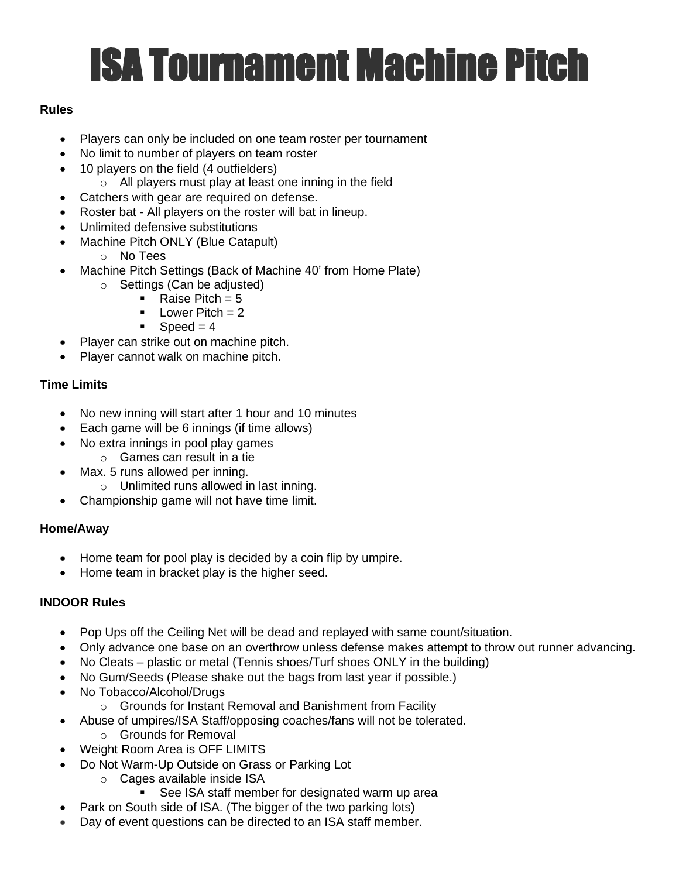# ISA Tournament Machine Pitch

**Rules**

- Players can only be included on one team roster per tournament
- No limit to number of players on team roster
- 10 players on the field (4 outfielders)
  - All players must play at least one inning in the field
- Catchers with gear are required on defense.
- Roster bat - All players on the roster will bat in lineup.
- Unlimited defensive substitutions
- Machine Pitch ONLY (Blue Catapult)
  - No Tees
- Machine Pitch Settings (Back of Machine 40' from Home Plate)
  - Settings (Can be adjusted)
    - Raise Pitch = 5
    - Lower Pitch = 2
    - Speed = 4
- Player can strike out on machine pitch.
- Player cannot walk on machine pitch.

**Time Limits**

- No new inning will start after 1 hour and 10 minutes
- Each game will be 6 innings (if time allows)
- No extra innings in pool play games
  - Games can result in a tie
- Max. 5 runs allowed per inning.
  - Unlimited runs allowed in last inning.
- Championship game will not have time limit.

**Home/Away**

- Home team for pool play is decided by a coin flip by umpire.
- Home team in bracket play is the higher seed.

**INDOOR Rules**

- Pop Ups off the Ceiling Net will be dead and replayed with same count/situation.
- Only advance one base on an overthrow unless defense makes attempt to throw out runner advancing.
- No Cleats – plastic or metal (Tennis shoes/Turf shoes ONLY in the building)
- No Gum/Seeds (Please shake out the bags from last year if possible.)
- No Tobacco/Alcohol/Drugs
  - Grounds for Instant Removal and Banishment from Facility
- Abuse of umpires/ISA Staff/opposing coaches/fans will not be tolerated.
  - Grounds for Removal
- Weight Room Area is OFF LIMITS
- Do Not Warm-Up Outside on Grass or Parking Lot
  - Cages available inside ISA
    - See ISA staff member for designated warm up area
- Park on South side of ISA. (The bigger of the two parking lots)
- Day of event questions can be directed to an ISA staff member.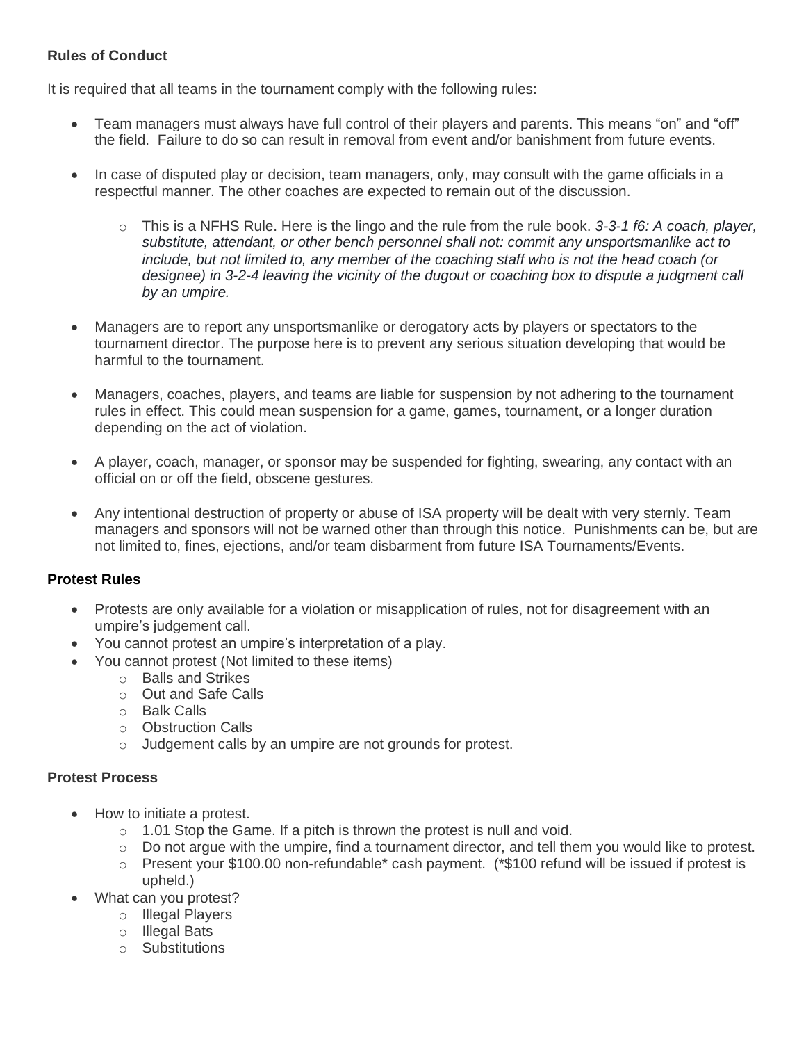**Rules of Conduct**

It is required that all teams in the tournament comply with the following rules:

- Team managers must always have full control of their players and parents. This means "on" and "off" the field. Failure to do so can result in removal from event and/or banishment from future events.
- In case of disputed play or decision, team managers, only, may consult with the game officials in a respectful manner. The other coaches are expected to remain out of the discussion.
    - This is a NFHS Rule. Here is the lingo and the rule from the rule book. *3-3-1 f6: A coach, player, substitute, attendant, or other bench personnel shall not: commit any unsportsmanlike act to include, but not limited to, any member of the coaching staff who is not the head coach (or designee) in 3-2-4 leaving the vicinity of the dugout or coaching box to dispute a judgment call by an umpire.*
- Managers are to report any unsportsmanlike or derogatory acts by players or spectators to the tournament director. The purpose here is to prevent any serious situation developing that would be harmful to the tournament.
- Managers, coaches, players, and teams are liable for suspension by not adhering to the tournament rules in effect. This could mean suspension for a game, games, tournament, or a longer duration depending on the act of violation.
- A player, coach, manager, or sponsor may be suspended for fighting, swearing, any contact with an official on or off the field, obscene gestures.
- Any intentional destruction of property or abuse of ISA property will be dealt with very sternly. Team managers and sponsors will not be warned other than through this notice. Punishments can be, but are not limited to, fines, ejections, and/or team disbarment from future ISA Tournaments/Events.

**Protest Rules**

- Protests are only available for a violation or misapplication of rules, not for disagreement with an umpire's judgement call.
- You cannot protest an umpire's interpretation of a play.
- You cannot protest (Not limited to these items)
    - Balls and Strikes
    - Out and Safe Calls
    - Balk Calls
    - Obstruction Calls
    - Judgement calls by an umpire are not grounds for protest.

**Protest Process**

- How to initiate a protest.
    - 1.01 Stop the Game. If a pitch is thrown the protest is null and void.
    - Do not argue with the umpire, find a tournament director, and tell them you would like to protest.
    - Present your $100.00 non-refundable* cash payment. (*$100 refund will be issued if protest is upheld.)
- What can you protest?
    - Illegal Players
    - Illegal Bats
    - Substitutions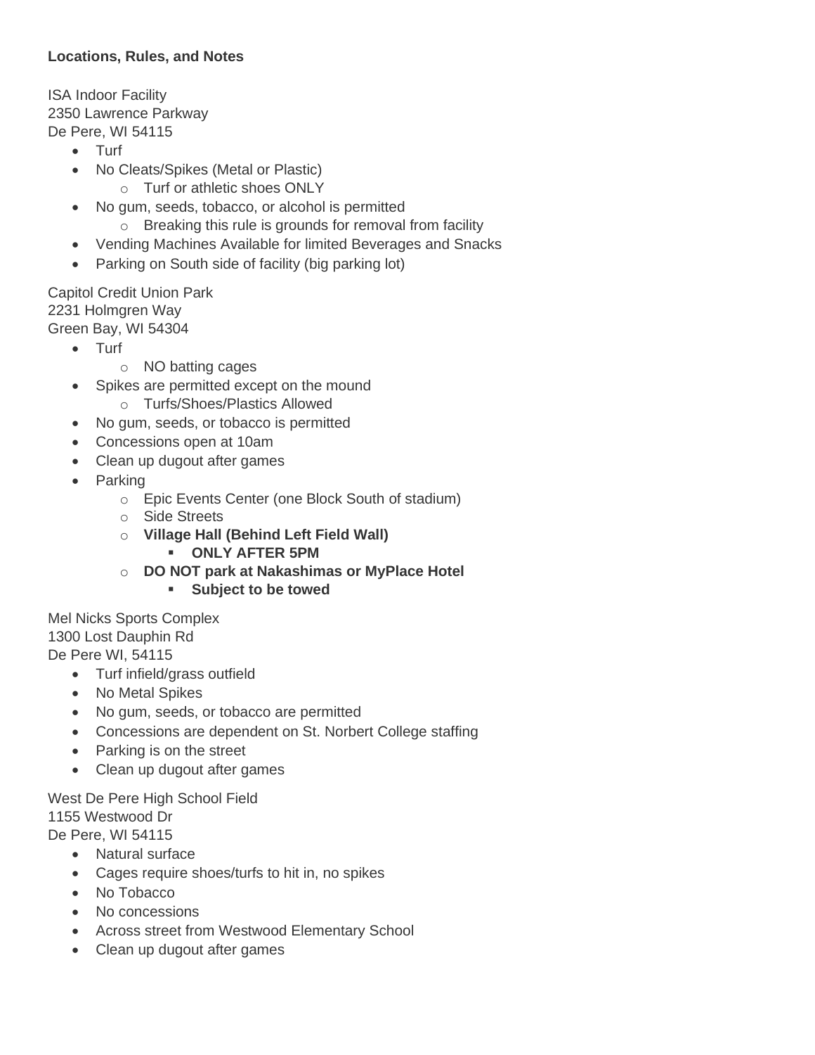**Locations, Rules, and Notes**

ISA Indoor Facility
2350 Lawrence Parkway
De Pere, WI 54115

- Turf
- No Cleats/Spikes (Metal or Plastic)
  - Turf or athletic shoes ONLY
- No gum, seeds, tobacco, or alcohol is permitted
  - Breaking this rule is grounds for removal from facility
- Vending Machines Available for limited Beverages and Snacks
- Parking on South side of facility (big parking lot)

Capitol Credit Union Park
2231 Holmgren Way
Green Bay, WI 54304

- Turf
  - NO batting cages
- Spikes are permitted except on the mound
  - Turfs/Shoes/Plastics Allowed
- No gum, seeds, or tobacco is permitted
- Concessions open at 10am
- Clean up dugout after games
- Parking
  - Epic Events Center (one Block South of stadium)
  - Side Streets
  - **Village Hall (Behind Left Field Wall)**
    - **ONLY AFTER 5PM**
  - **DO NOT park at Nakashimas or MyPlace Hotel**
    - **Subject to be towed**

Mel Nicks Sports Complex
1300 Lost Dauphin Rd
De Pere WI, 54115

- Turf infield/grass outfield
- No Metal Spikes
- No gum, seeds, or tobacco are permitted
- Concessions are dependent on St. Norbert College staffing
- Parking is on the street
- Clean up dugout after games

West De Pere High School Field
1155 Westwood Dr
De Pere, WI 54115

- Natural surface
- Cages require shoes/turfs to hit in, no spikes
- No Tobacco
- No concessions
- Across street from Westwood Elementary School
- Clean up dugout after games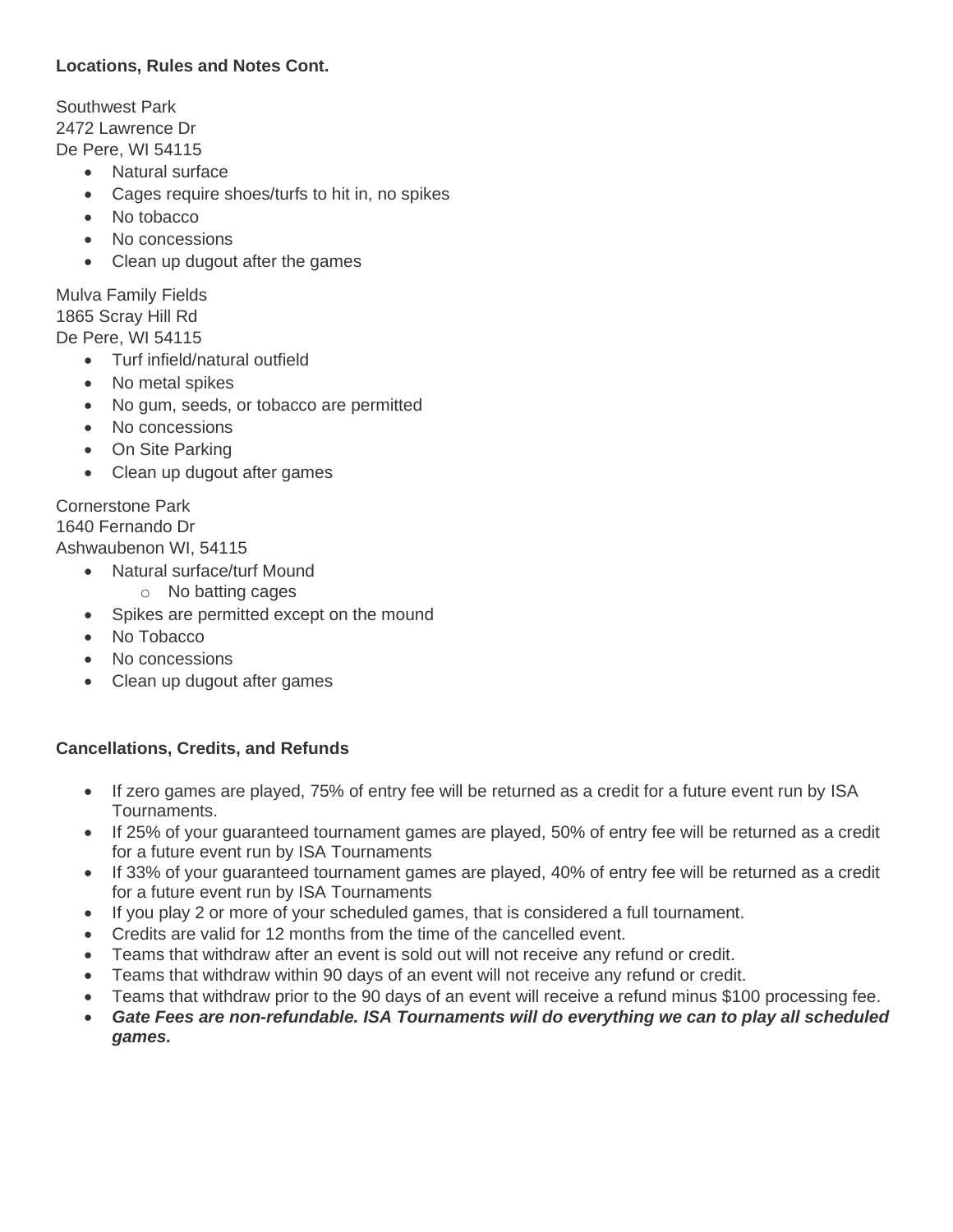**Locations, Rules and Notes Cont.**

Southwest Park
2472 Lawrence Dr
De Pere, WI 54115

- Natural surface
- Cages require shoes/turfs to hit in, no spikes
- No tobacco
- No concessions
- Clean up dugout after the games

Mulva Family Fields
1865 Scray Hill Rd
De Pere, WI 54115

- Turf infield/natural outfield
- No metal spikes
- No gum, seeds, or tobacco are permitted
- No concessions
- On Site Parking
- Clean up dugout after games

Cornerstone Park
1640 Fernando Dr
Ashwaubenon WI, 54115

- Natural surface/turf Mound
  - No batting cages
- Spikes are permitted except on the mound
- No Tobacco
- No concessions
- Clean up dugout after games

**Cancellations, Credits, and Refunds**

- If zero games are played, 75% of entry fee will be returned as a credit for a future event run by ISA Tournaments.
- If 25% of your guaranteed tournament games are played, 50% of entry fee will be returned as a credit for a future event run by ISA Tournaments
- If 33% of your guaranteed tournament games are played, 40% of entry fee will be returned as a credit for a future event run by ISA Tournaments
- If you play 2 or more of your scheduled games, that is considered a full tournament.
- Credits are valid for 12 months from the time of the cancelled event.
- Teams that withdraw after an event is sold out will not receive any refund or credit.
- Teams that withdraw within 90 days of an event will not receive any refund or credit.
- Teams that withdraw prior to the 90 days of an event will receive a refund minus $100 processing fee.
- ***Gate Fees are non-refundable. ISA Tournaments will do everything we can to play all scheduled games.***